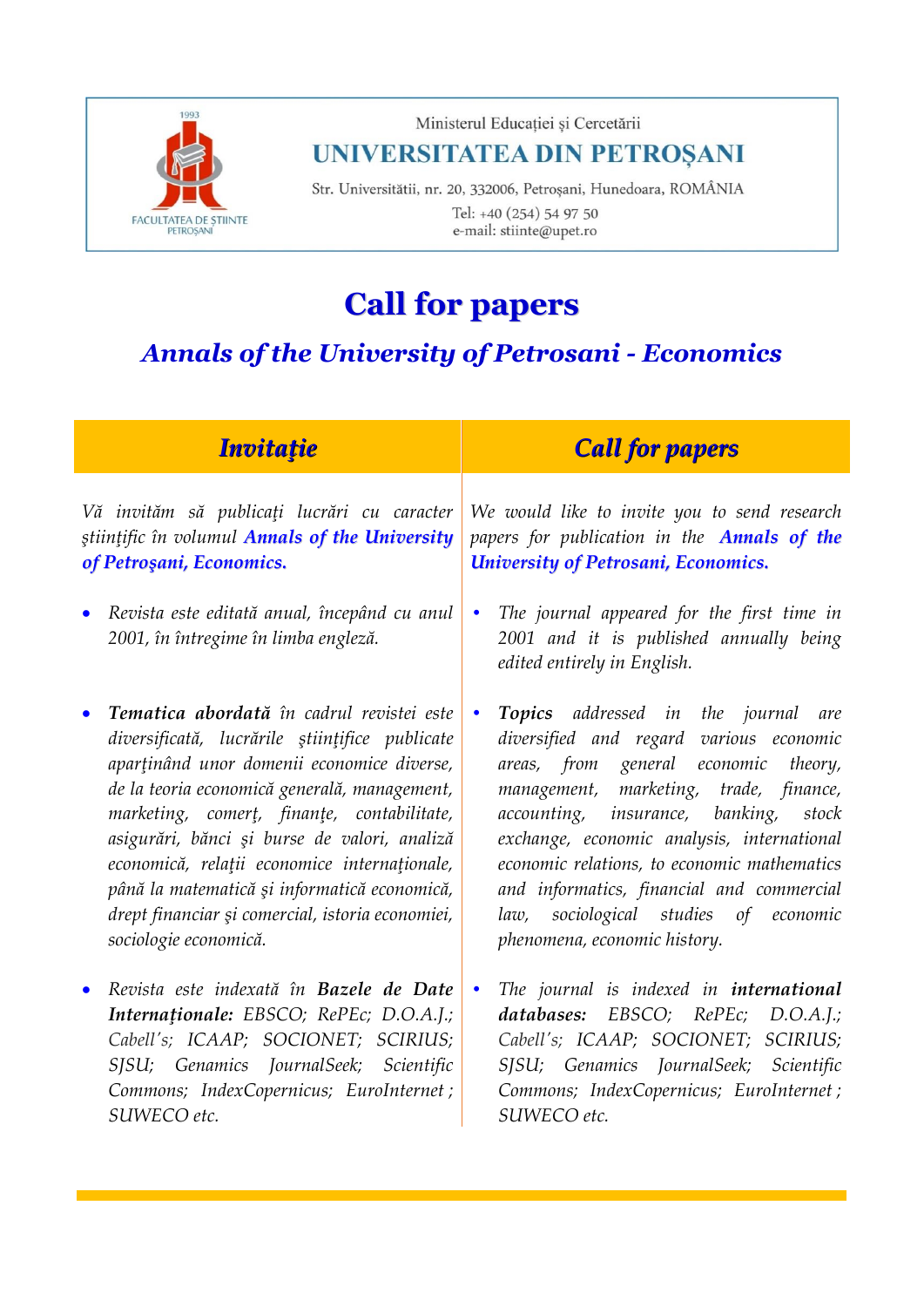1993

FACULTATEA DE ŞTIINTE PETROŞANI

Ministerul Educaţiei şi Cercetării

**UNIVERSITATEA DIN PETROŞANI**

Str. Universităţii, nr. 20, 332006, Petroşani, Hunedoara, ROMÂNIA

Tel: +40 (254) 54 97 50

e-mail: stiinte@upet.ro

# Call for papers

## *Annals of the University of Petrosani - Economics*

| *Invitaţie* | *Call for papers* |
|---|---|
| *Vă invităm să publicaţi lucrări cu caracter ştiinţific în volumul **Annals of the University of Petroşani, Economics.*** | *We would like to invite you to send research papers for publication in the **Annals of the University of Petrosani, Economics.*** |
| • *Revista este editată anual, începând cu anul 2001, în întregime în limba engleză.* | • *The journal appeared for the first time in 2001 and it is published annually being edited entirely in English.* |
| • ***Tematica abordată** în cadrul revistei este diversificată, lucrările ştiinţifice publicate aparţinând unor domenii economice diverse, de la teoria economică generală, management, marketing, comerţ, finanţe, contabilitate, asigurări, bănci şi burse de valori, analiză economică, relaţii economice internaţionale, până la matematică şi informatică economică, drept financiar şi comercial, istoria economiei, sociologie economică.* | • ***Topics** addressed in the journal are diversified and regard various economic areas, from general economic theory, management, marketing, trade, finance, accounting, insurance, banking, stock exchange, economic analysis, international economic relations, to economic mathematics and informatics, financial and commercial law, sociological studies of economic phenomena, economic history.* |
| • *Revista este indexată în **Bazele de Date Internaţionale:** EBSCO; RePEc; D.O.A.J.; Cabell's; ICAAP; SOCIONET; SCIRIUS; SJSU; Genamics JournalSeek; Scientific Commons; IndexCopernicus; EuroInternet ; SUWECO etc.* | • *The journal is indexed in **international databases:** EBSCO; RePEc; D.O.A.J.; Cabell's; ICAAP; SOCIONET; SCIRIUS; SJSU; Genamics JournalSeek; Scientific Commons; IndexCopernicus; EuroInternet ; SUWECO etc.* |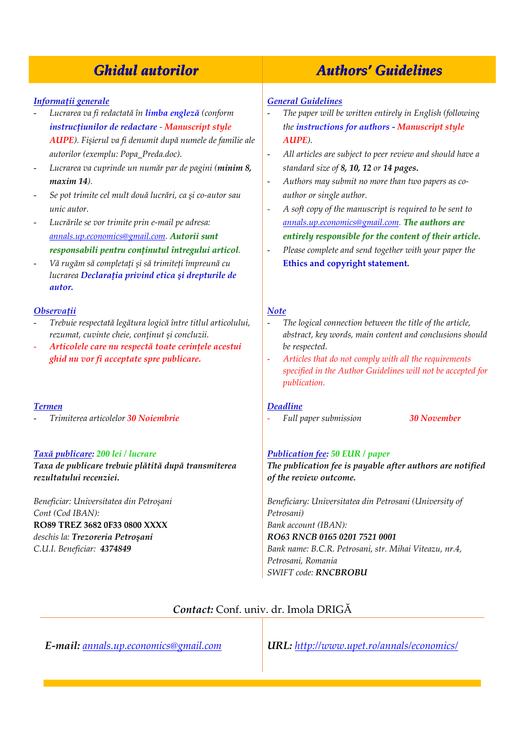# Ghidul autorilor

## *Informații generale*

- *Lucrarea va fi redactată în* ***limba engleză*** *(conform* ***instrucțiunilor de redactare*** *-* ***Manuscript style AUPE****). Fişierul va fi denumit după numele de familie ale autorilor (exemplu: Popa_Preda.doc).*
- *Lucrarea va cuprinde un număr par de pagini (****minim 8, maxim 14****).*
- *Se pot trimite cel mult două lucrări, ca şi co-autor sau unic autor.*
- *Lucrările se vor trimite prin e-mail pe adresa: annals.up.economics@gmail.com.* ***Autorii sunt responsabili pentru conținutul întregului articol****.*
- *Vă rugăm să completați şi să trimiteți împreună cu lucrarea* ***Declarația privind etica şi drepturile de autor.***

## *Observații*

- *Trebuie respectată legătura logică între titlul articolului, rezumat, cuvinte cheie, conținut şi concluzii.*
- ***Articolele care nu respectă toate cerințele acestui ghid nu vor fi acceptate spre publicare.***

## *Termen*

- *Trimiterea articolelor* ***30 Noiembrie***

## *Taxă publicare:* 200 lei / lucrare

***Taxa de publicare trebuie plătită după transmiterea rezultatului recenziei.***

*Beneficiar: Universitatea din Petroşani*
*Cont (Cod IBAN):*
**RO89 TREZ 3682 0F33 0800 XXXX**
*deschis la:* ***Trezoreria Petroşani***
*C.U.I. Beneficiar:* ***4374849***

# Authors' Guidelines

## *General Guidelines*

- *The paper will be written entirely in English (following the* ***instructions for authors - Manuscript style AUPE****).*
- *All articles are subject to peer review and should have a standard size of* ***8, 10, 12*** *or* ***14 pages.***
- *Authors may submit no more than two papers as co-author or single author.*
- *A soft copy of the manuscript is required to be sent to annals.up.economics@gmail.com.* ***The authors are entirely responsible for the content of their article.***
- *Please complete and send together with your paper the* **Ethics and copyright statement.**

## *Note*

- *The logical connection between the title of the article, abstract, key words, main content and conclusions should be respected.*
- *Articles that do not comply with all the requirements specified in the Author Guidelines will not be accepted for publication.*

## *Deadline*

- *Full paper submission* ***30 November***

## *Publication fee:* 50 EUR / paper

***The publication fee is payable after authors are notified of the review outcome.***

*Beneficiary: Universitatea din Petrosani (University of Petrosani)*
*Bank account (IBAN):*
***RO63 RNCB 0165 0201 7521 0001***
*Bank name: B.C.R. Petrosani, str. Mihai Viteazu, nr.4, Petrosani, Romania*
*SWIFT code:* ***RNCBROBU***

***Contact:*** Conf. univ. dr. Imola DRIGĂ

***E-mail:*** annals.up.economics@gmail.com

***URL:*** http://www.upet.ro/annals/economics/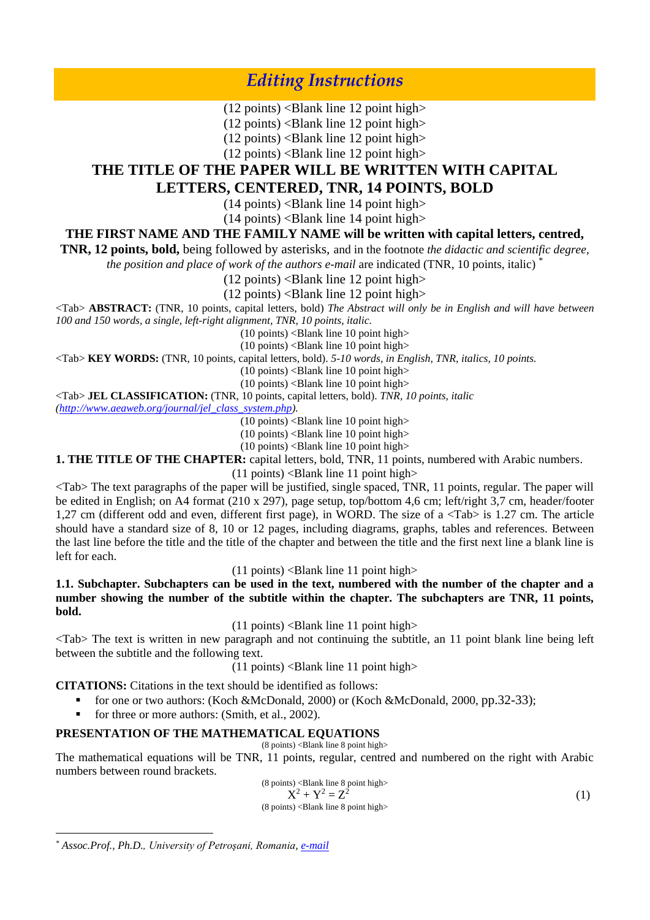# *Editing Instructions*

(12 points) <Blank line 12 point high>
(12 points) <Blank line 12 point high>
(12 points) <Blank line 12 point high>
(12 points) <Blank line 12 point high>

**THE TITLE OF THE PAPER WILL BE WRITTEN WITH CAPITAL LETTERS, CENTERED, TNR, 14 POINTS, BOLD**

(14 points) <Blank line 14 point high>
(14 points) <Blank line 14 point high>

**THE FIRST NAME AND THE FAMILY NAME will be written with capital letters, centred, TNR, 12 points, bold,** being followed by asterisks, and in the footnote *the didactic and scientific degree, the position and place of work of the authors e-mail* are indicated (TNR, 10 points, italic) *

(12 points) <Blank line 12 point high>
(12 points) <Blank line 12 point high>

<Tab> **ABSTRACT:** (TNR, 10 points, capital letters, bold) *The Abstract will only be in English and will have between 100 and 150 words, a single, left-right alignment, TNR, 10 points, italic.*

(10 points) <Blank line 10 point high>
(10 points) <Blank line 10 point high>

<Tab> **KEY WORDS:** (TNR, 10 points, capital letters, bold). *5-10 words, in English, TNR, italics, 10 points.*

(10 points) <Blank line 10 point high>
(10 points) <Blank line 10 point high>

<Tab> **JEL CLASSIFICATION:** (TNR, 10 points, capital letters, bold). *TNR, 10 points, italic (http://www.aeaweb.org/journal/jel_class_system.php).*

(10 points) <Blank line 10 point high>
(10 points) <Blank line 10 point high>
(10 points) <Blank line 10 point high>

**1. THE TITLE OF THE CHAPTER:** capital letters, bold, TNR, 11 points, numbered with Arabic numbers.

(11 points) <Blank line 11 point high>

<Tab> The text paragraphs of the paper will be justified, single spaced, TNR, 11 points, regular. The paper will be edited in English; on A4 format (210 x 297), page setup, top/bottom 4,6 cm; left/right 3,7 cm, header/footer 1,27 cm (different odd and even, different first page), in WORD. The size of a <Tab> is 1.27 cm. The article should have a standard size of 8, 10 or 12 pages, including diagrams, graphs, tables and references. Between the last line before the title and the title of the chapter and between the title and the first next line a blank line is left for each.

(11 points) <Blank line 11 point high>

**1.1. Subchapter. Subchapters can be used in the text, numbered with the number of the chapter and a number showing the number of the subtitle within the chapter. The subchapters are TNR, 11 points, bold.**

(11 points) <Blank line 11 point high>

<Tab> The text is written in new paragraph and not continuing the subtitle, an 11 point blank line being left between the subtitle and the following text.

(11 points) <Blank line 11 point high>

**CITATIONS:** Citations in the text should be identified as follows:

- for one or two authors: (Koch &McDonald, 2000) or (Koch &McDonald, 2000, pp.32-33);
- for three or more authors: (Smith, et al., 2002).

**PRESENTATION OF THE MATHEMATICAL EQUATIONS**

(8 points) <Blank line 8 point high>

The mathematical equations will be TNR, 11 points, regular, centred and numbered on the right with Arabic numbers between round brackets.

(8 points) <Blank line 8 point high>

$$X^2 + Y^2 = Z^2 \quad (1)$$

(8 points) <Blank line 8 point high>

---

\* *Assoc.Prof., Ph.D., University of Petroşani, Romania, e-mail*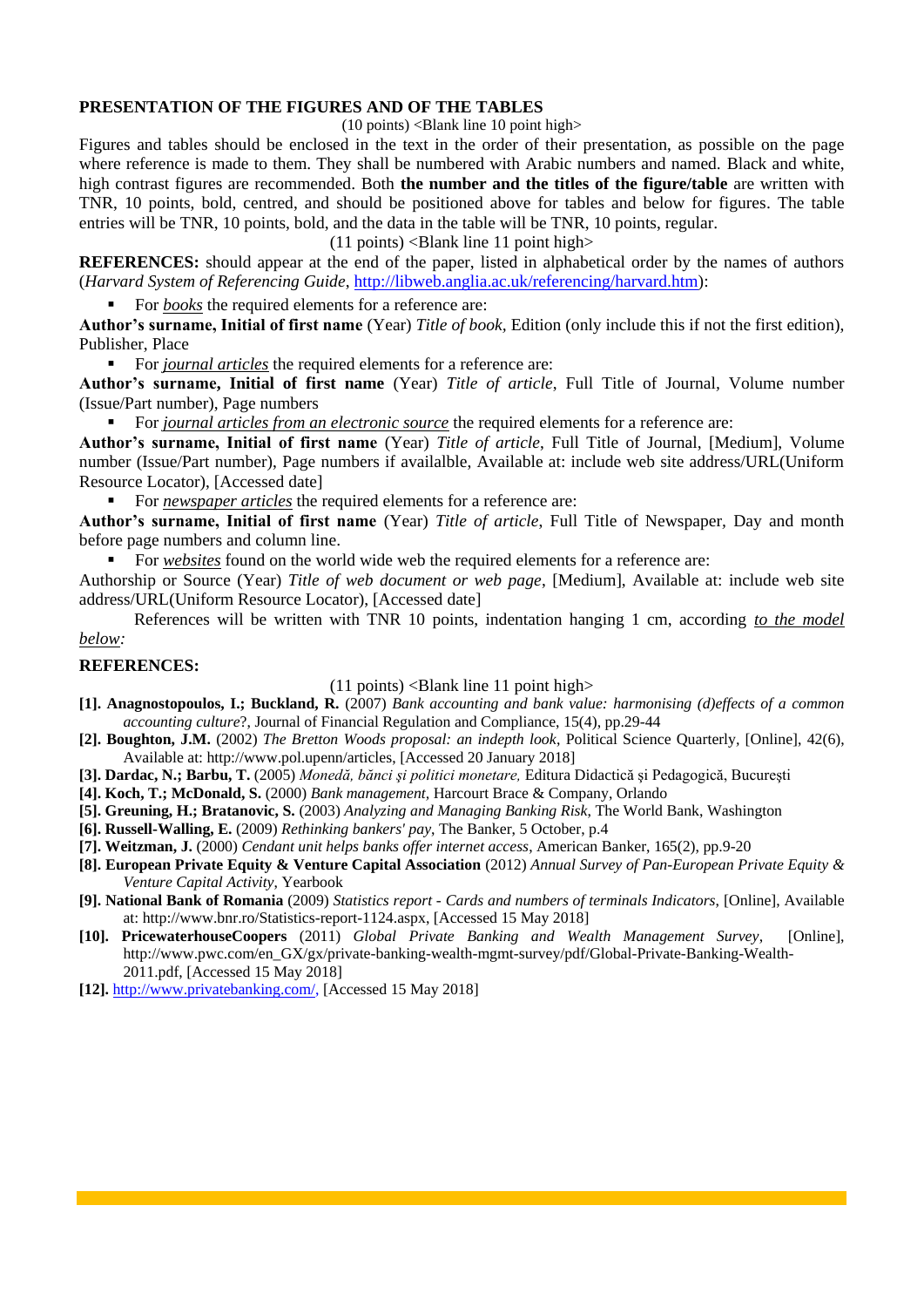**PRESENTATION OF THE FIGURES AND OF THE TABLES**

(10 points) <Blank line 10 point high>

Figures and tables should be enclosed in the text in the order of their presentation, as possible on the page where reference is made to them. They shall be numbered with Arabic numbers and named. Black and white, high contrast figures are recommended. Both **the number and the titles of the figure/table** are written with TNR, 10 points, bold, centred, and should be positioned above for tables and below for figures. The table entries will be TNR, 10 points, bold, and the data in the table will be TNR, 10 points, regular.

(11 points) <Blank line 11 point high>

**REFERENCES:** should appear at the end of the paper, listed in alphabetical order by the names of authors (*Harvard System of Referencing Guide*, http://libweb.anglia.ac.uk/referencing/harvard.htm):

- For *books* the required elements for a reference are:

**Author's surname, Initial of first name** (Year) *Title of book*, Edition (only include this if not the first edition), Publisher, Place

- For *journal articles* the required elements for a reference are:

**Author's surname, Initial of first name** (Year) *Title of article*, Full Title of Journal, Volume number (Issue/Part number), Page numbers

- For *journal articles from an electronic source* the required elements for a reference are:

**Author's surname, Initial of first name** (Year) *Title of article*, Full Title of Journal, [Medium], Volume number (Issue/Part number), Page numbers if availalble, Available at: include web site address/URL(Uniform Resource Locator), [Accessed date]

- For *newspaper articles* the required elements for a reference are:

**Author's surname, Initial of first name** (Year) *Title of article*, Full Title of Newspaper, Day and month before page numbers and column line.

- For *websites* found on the world wide web the required elements for a reference are:

Authorship or Source (Year) *Title of web document or web page*, [Medium], Available at: include web site address/URL(Uniform Resource Locator), [Accessed date]

References will be written with TNR 10 points, indentation hanging 1 cm, according *to the model below:*

**REFERENCES:**

(11 points) <Blank line 11 point high>

**[1]. Anagnostopoulos, I.; Buckland, R.** (2007) *Bank accounting and bank value: harmonising (d)effects of a common accounting culture*?, Journal of Financial Regulation and Compliance, 15(4), pp.29-44

**[2]. Boughton, J.M.** (2002) *The Bretton Woods proposal: an indepth look*, Political Science Quarterly, [Online], 42(6), Available at: http://www.pol.upenn/articles, [Accessed 20 January 2018]

**[3]. Dardac, N.; Barbu, T.** (2005) *Monedă, bănci şi politici monetare,* Editura Didactică şi Pedagogică, Bucureşti

**[4]. Koch, T.; McDonald, S.** (2000) *Bank management,* Harcourt Brace & Company, Orlando

**[5]. Greuning, H.; Bratanovic, S.** (2003) *Analyzing and Managing Banking Risk,* The World Bank, Washington

**[6]. Russell-Walling, E.** (2009) *Rethinking bankers' pay*, The Banker, 5 October, p.4

**[7]. Weitzman, J.** (2000) *Cendant unit helps banks offer internet access*, American Banker, 165(2), pp.9-20

**[8]. European Private Equity & Venture Capital Association** (2012) *Annual Survey of Pan-European Private Equity & Venture Capital Activity*, Yearbook

**[9]. National Bank of Romania** (2009) *Statistics report - Cards and numbers of terminals Indicators*, [Online], Available at: http://www.bnr.ro/Statistics-report-1124.aspx, [Accessed 15 May 2018]

**[10]. PricewaterhouseCoopers** (2011) *Global Private Banking and Wealth Management Survey*, [Online], http://www.pwc.com/en_GX/gx/private-banking-wealth-mgmt-survey/pdf/Global-Private-Banking-Wealth-2011.pdf, [Accessed 15 May 2018]

**[12].** http://www.privatebanking.com/, [Accessed 15 May 2018]